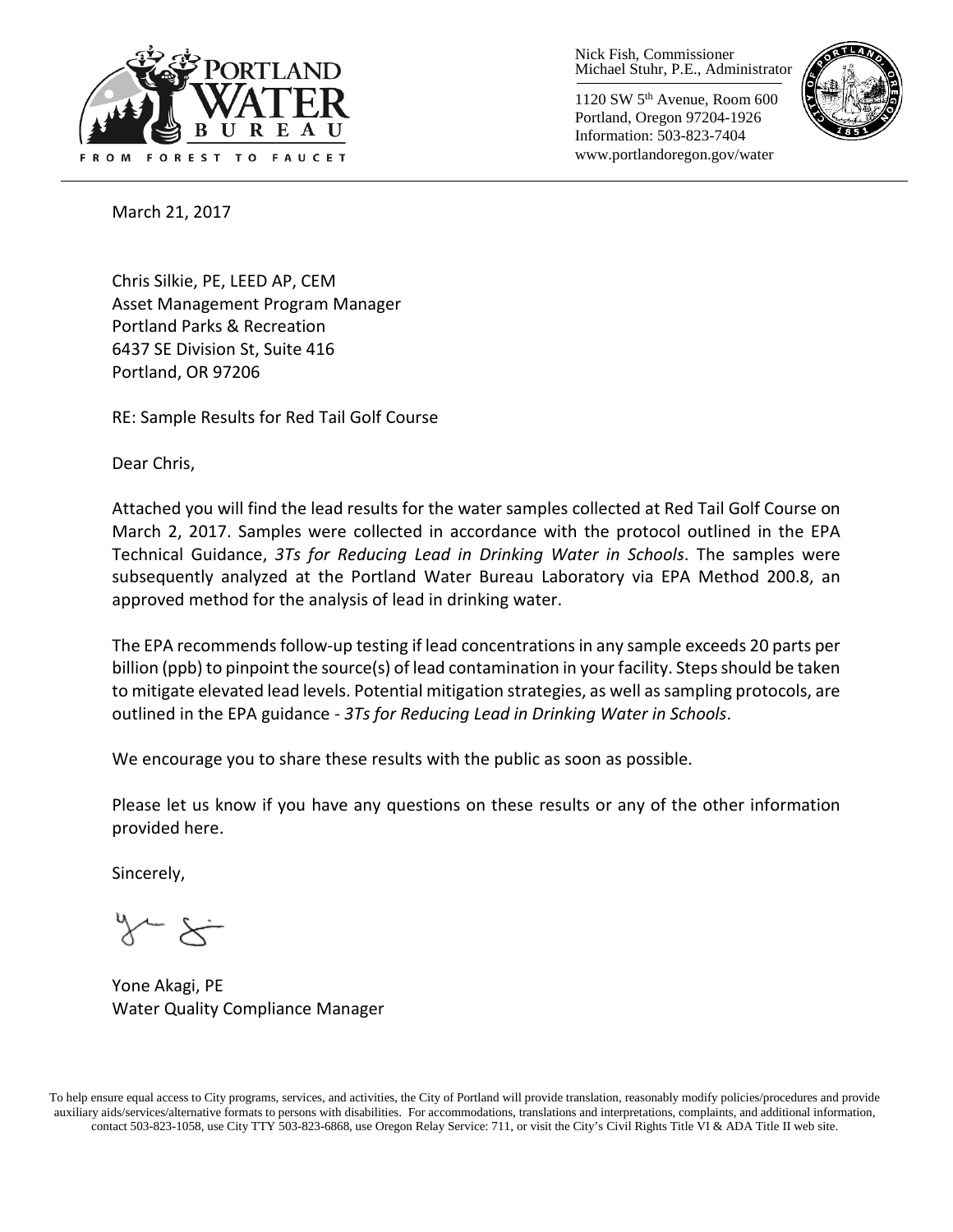Nick Fish, Commissioner
Michael Stuhr, P.E., Administrator

1120 SW 5th Avenue, Room 600
Portland, Oregon 97204-1926
Information: 503-823-7404
www.portlandoregon.gov/water

March 21, 2017

Chris Silkie, PE, LEED AP, CEM
Asset Management Program Manager
Portland Parks & Recreation
6437 SE Division St, Suite 416
Portland, OR 97206

RE: Sample Results for Red Tail Golf Course

Dear Chris,

Attached you will find the lead results for the water samples collected at Red Tail Golf Course on March 2, 2017. Samples were collected in accordance with the protocol outlined in the EPA Technical Guidance, *3Ts for Reducing Lead in Drinking Water in Schools*. The samples were subsequently analyzed at the Portland Water Bureau Laboratory via EPA Method 200.8, an approved method for the analysis of lead in drinking water.

The EPA recommends follow-up testing if lead concentrations in any sample exceeds 20 parts per billion (ppb) to pinpoint the source(s) of lead contamination in your facility. Steps should be taken to mitigate elevated lead levels. Potential mitigation strategies, as well as sampling protocols, are outlined in the EPA guidance - *3Ts for Reducing Lead in Drinking Water in Schools*.

We encourage you to share these results with the public as soon as possible.

Please let us know if you have any questions on these results or any of the other information provided here.

Sincerely,

Yone Akagi, PE
Water Quality Compliance Manager

To help ensure equal access to City programs, services, and activities, the City of Portland will provide translation, reasonably modify policies/procedures and provide auxiliary aids/services/alternative formats to persons with disabilities. For accommodations, translations and interpretations, complaints, and additional information, contact 503-823-1058, use City TTY 503-823-6868, use Oregon Relay Service: 711, or visit the City's Civil Rights Title VI & ADA Title II web site.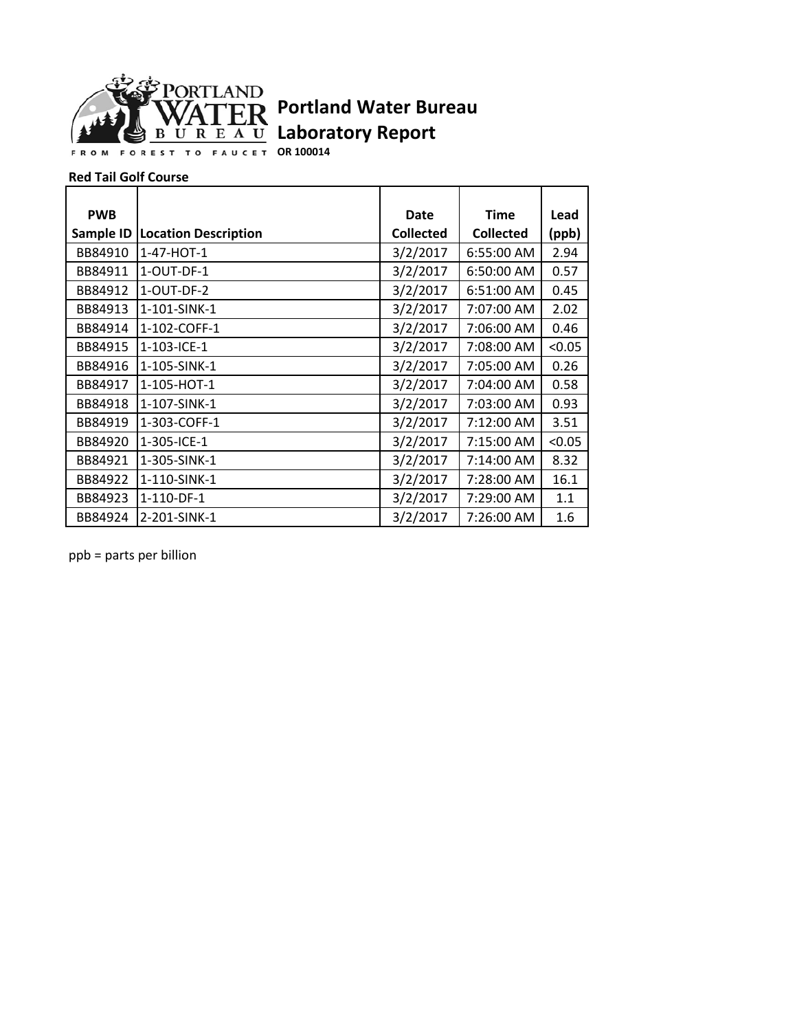# Portland Water Bureau Laboratory Report

PORTLAND WATER BUREAU
FROM FOREST TO FAUCET

OR 100014

**Red Tail Golf Course**

| PWB Sample ID | Location Description | Date Collected | Time Collected | Lead (ppb) |
|---|---|---|---|---|
| BB84910 | 1-47-HOT-1 | 3/2/2017 | 6:55:00 AM | 2.94 |
| BB84911 | 1-OUT-DF-1 | 3/2/2017 | 6:50:00 AM | 0.57 |
| BB84912 | 1-OUT-DF-2 | 3/2/2017 | 6:51:00 AM | 0.45 |
| BB84913 | 1-101-SINK-1 | 3/2/2017 | 7:07:00 AM | 2.02 |
| BB84914 | 1-102-COFF-1 | 3/2/2017 | 7:06:00 AM | 0.46 |
| BB84915 | 1-103-ICE-1 | 3/2/2017 | 7:08:00 AM | <0.05 |
| BB84916 | 1-105-SINK-1 | 3/2/2017 | 7:05:00 AM | 0.26 |
| BB84917 | 1-105-HOT-1 | 3/2/2017 | 7:04:00 AM | 0.58 |
| BB84918 | 1-107-SINK-1 | 3/2/2017 | 7:03:00 AM | 0.93 |
| BB84919 | 1-303-COFF-1 | 3/2/2017 | 7:12:00 AM | 3.51 |
| BB84920 | 1-305-ICE-1 | 3/2/2017 | 7:15:00 AM | <0.05 |
| BB84921 | 1-305-SINK-1 | 3/2/2017 | 7:14:00 AM | 8.32 |
| BB84922 | 1-110-SINK-1 | 3/2/2017 | 7:28:00 AM | 16.1 |
| BB84923 | 1-110-DF-1 | 3/2/2017 | 7:29:00 AM | 1.1 |
| BB84924 | 2-201-SINK-1 | 3/2/2017 | 7:26:00 AM | 1.6 |

ppb = parts per billion